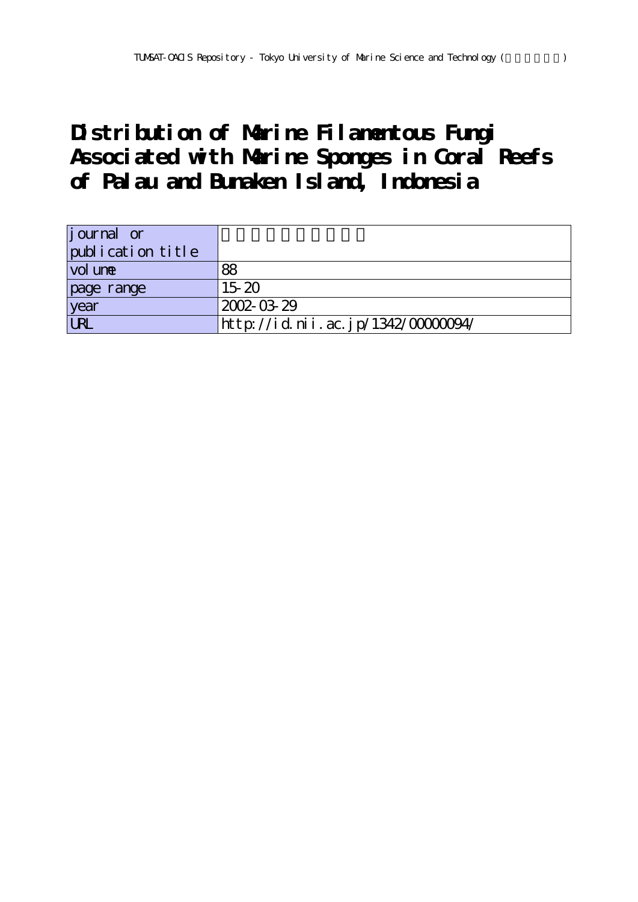# Distribution of Marine Filamentous Fungi Associated with Marine Sponges in Coral Reefs of Palau and Bunaken Island, Indonesia

| journal or publication title | |
|---|---|
| volume | 88 |
| page range | 15-20 |
| year | 2002-03-29 |
| URL | http://id.nii.ac.jp/1342/00000094/ |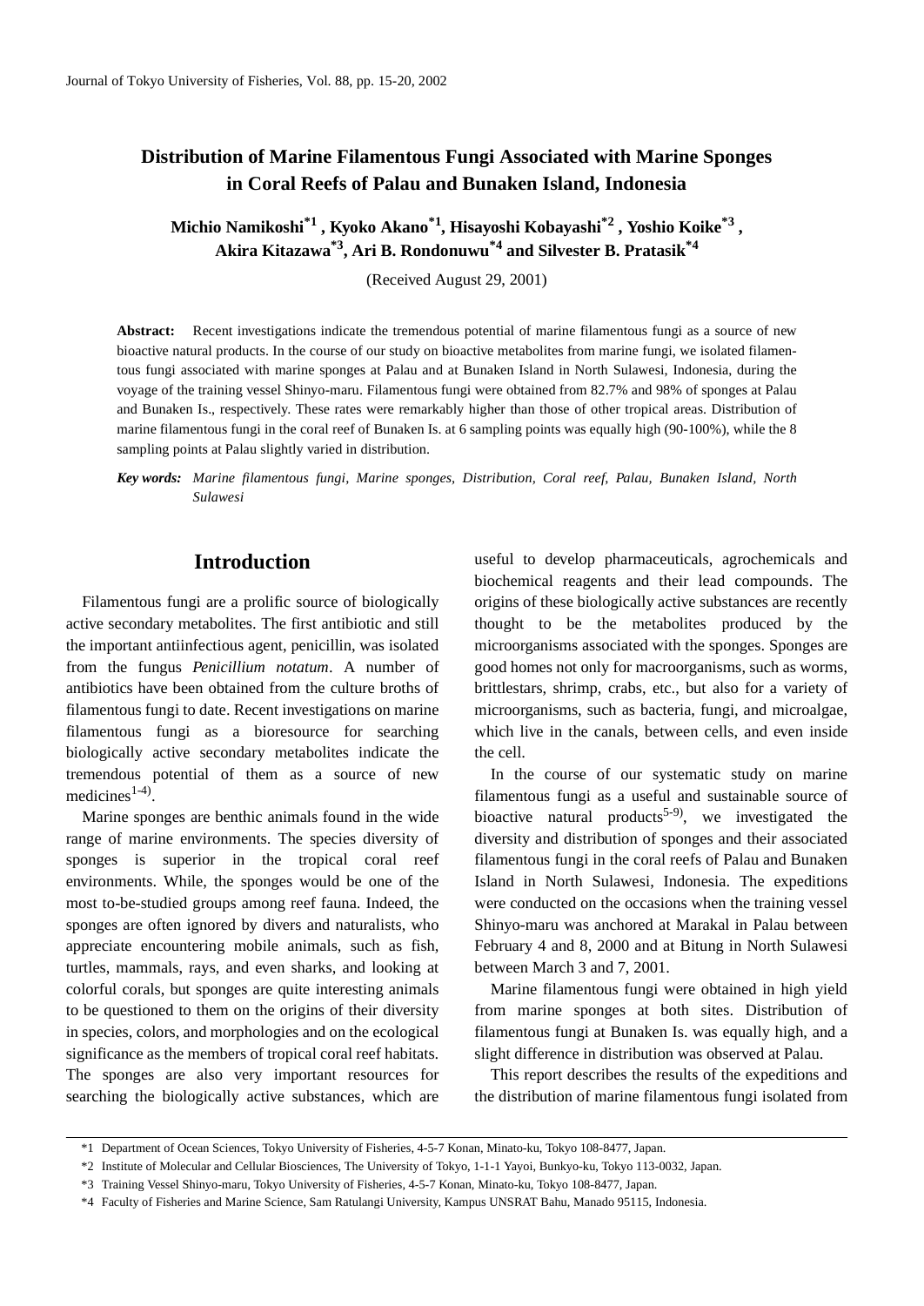# Distribution of Marine Filamentous Fungi Associated with Marine Sponges in Coral Reefs of Palau and Bunaken Island, Indonesia

**Michio Namikoshi[*1], Kyoko Akano[*1], Hisayoshi Kobayashi[*2], Yoshio Koike[*3], Akira Kitazawa[*3], Ari B. Rondonuwu[*4] and Silvester B. Pratasik[*4]**

(Received August 29, 2001)

**Abstract:** Recent investigations indicate the tremendous potential of marine filamentous fungi as a source of new bioactive natural products. In the course of our study on bioactive metabolites from marine fungi, we isolated filamentous fungi associated with marine sponges at Palau and at Bunaken Island in North Sulawesi, Indonesia, during the voyage of the training vessel Shinyo-maru. Filamentous fungi were obtained from 82.7% and 98% of sponges at Palau and Bunaken Is., respectively. These rates were remarkably higher than those of other tropical areas. Distribution of marine filamentous fungi in the coral reef of Bunaken Is. at 6 sampling points was equally high (90-100%), while the 8 sampling points at Palau slightly varied in distribution.

***Key words:*** *Marine filamentous fungi, Marine sponges, Distribution, Coral reef, Palau, Bunaken Island, North Sulawesi*

## Introduction

Filamentous fungi are a prolific source of biologically active secondary metabolites. The first antibiotic and still the important antiinfectious agent, penicillin, was isolated from the fungus *Penicillium notatum*. A number of antibiotics have been obtained from the culture broths of filamentous fungi to date. Recent investigations on marine filamentous fungi as a bioresource for searching biologically active secondary metabolites indicate the tremendous potential of them as a source of new medicines[1-4].

Marine sponges are benthic animals found in the wide range of marine environments. The species diversity of sponges is superior in the tropical coral reef environments. While, the sponges would be one of the most to-be-studied groups among reef fauna. Indeed, the sponges are often ignored by divers and naturalists, who appreciate encountering mobile animals, such as fish, turtles, mammals, rays, and even sharks, and looking at colorful corals, but sponges are quite interesting animals to be questioned to them on the origins of their diversity in species, colors, and morphologies and on the ecological significance as the members of tropical coral reef habitats. The sponges are also very important resources for searching the biologically active substances, which are useful to develop pharmaceuticals, agrochemicals and biochemical reagents and their lead compounds. The origins of these biologically active substances are recently thought to be the metabolites produced by the microorganisms associated with the sponges. Sponges are good homes not only for macroorganisms, such as worms, brittlestars, shrimp, crabs, etc., but also for a variety of microorganisms, such as bacteria, fungi, and microalgae, which live in the canals, between cells, and even inside the cell.

In the course of our systematic study on marine filamentous fungi as a useful and sustainable source of bioactive natural products[5-9], we investigated the diversity and distribution of sponges and their associated filamentous fungi in the coral reefs of Palau and Bunaken Island in North Sulawesi, Indonesia. The expeditions were conducted on the occasions when the training vessel Shinyo-maru was anchored at Marakal in Palau between February 4 and 8, 2000 and at Bitung in North Sulawesi between March 3 and 7, 2001.

Marine filamentous fungi were obtained in high yield from marine sponges at both sites. Distribution of filamentous fungi at Bunaken Is. was equally high, and a slight difference in distribution was observed at Palau.

This report describes the results of the expeditions and the distribution of marine filamentous fungi isolated from

---

*1 Department of Ocean Sciences, Tokyo University of Fisheries, 4-5-7 Konan, Minato-ku, Tokyo 108-8477, Japan.

*2 Institute of Molecular and Cellular Biosciences, The University of Tokyo, 1-1-1 Yayoi, Bunkyo-ku, Tokyo 113-0032, Japan.

*3 Training Vessel Shinyo-maru, Tokyo University of Fisheries, 4-5-7 Konan, Minato-ku, Tokyo 108-8477, Japan.

*4 Faculty of Fisheries and Marine Science, Sam Ratulangi University, Kampus UNSRAT Bahu, Manado 95115, Indonesia.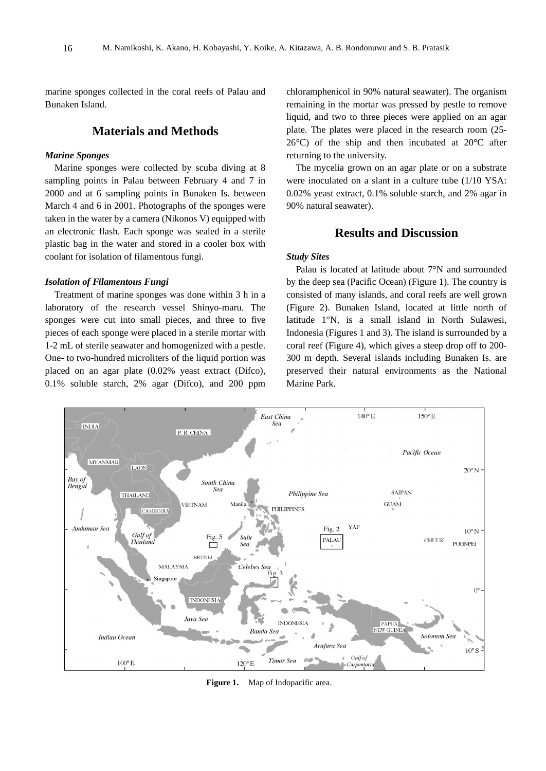marine sponges collected in the coral reefs of Palau and Bunaken Island.

## Materials and Methods

### *Marine Sponges*

Marine sponges were collected by scuba diving at 8 sampling points in Palau between February 4 and 7 in 2000 and at 6 sampling points in Bunaken Is. between March 4 and 6 in 2001. Photographs of the sponges were taken in the water by a camera (Nikonos V) equipped with an electronic flash. Each sponge was sealed in a sterile plastic bag in the water and stored in a cooler box with coolant for isolation of filamentous fungi.

### *Isolation of Filamentous Fungi*

Treatment of marine sponges was done within 3 h in a laboratory of the research vessel Shinyo-maru. The sponges were cut into small pieces, and three to five pieces of each sponge were placed in a sterile mortar with 1-2 mL of sterile seawater and homogenized with a pestle. One- to two-hundred microliters of the liquid portion was placed on an agar plate (0.02% yeast extract (Difco), 0.1% soluble starch, 2% agar (Difco), and 200 ppm chloramphenicol in 90% natural seawater). The organism remaining in the mortar was pressed by pestle to remove liquid, and two to three pieces were applied on an agar plate. The plates were placed in the research room (25-26°C) of the ship and then incubated at 20°C after returning to the university.

The mycelia grown on an agar plate or on a substrate were inoculated on a slant in a culture tube (1/10 YSA: 0.02% yeast extract, 0.1% soluble starch, and 2% agar in 90% natural seawater).

## Results and Discussion

### *Study Sites*

Palau is located at latitude about 7°N and surrounded by the deep sea (Pacific Ocean) (Figure 1). The country is consisted of many islands, and coral reefs are well grown (Figure 2). Bunaken Island, located at little north of latitude 1°N, is a small island in North Sulawesi, Indonesia (Figures 1 and 3). The island is surrounded by a coral reef (Figure 4), which gives a steep drop off to 200-300 m depth. Several islands including Bunaken Is. are preserved their natural environments as the National Marine Park.

**Figure 1.** Map of Indopacific area.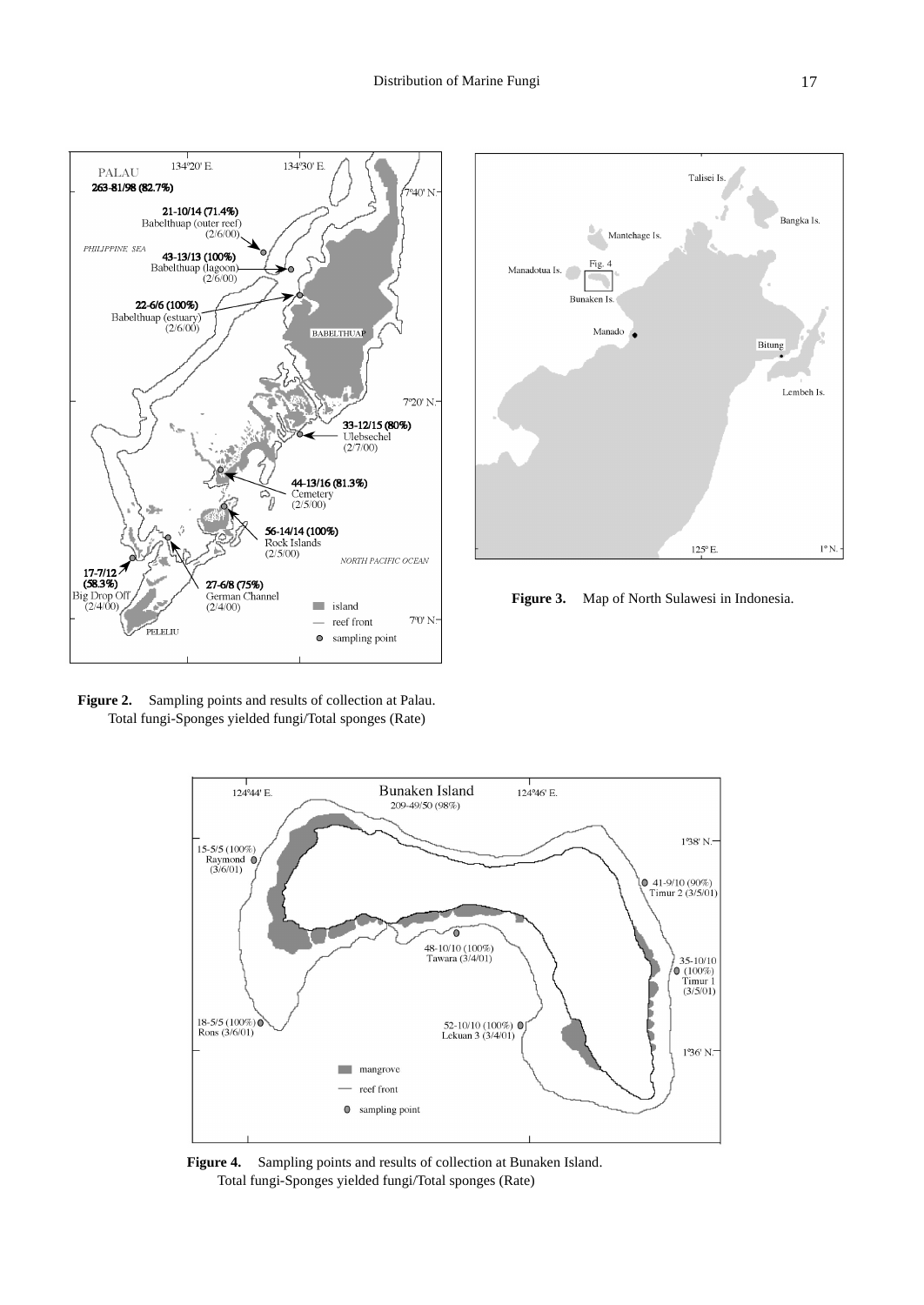PALAU

263-81/98 (82.7%)

21-10/14 (71.4%)
Babelthuap (outer reef)
(2/6/00)

43-13/13 (100%)
Babelthuap (lagoon)
(2/6/00)

22-6/6 (100%)
Babelthuap (estuary)
(2/6/00)

33-12/15 (80%)
Ulebsechel
(2/7/00)

44-13/16 (81.3%)
Cemetery
(2/5/00)

56-14/14 (100%)
Rock Islands
(2/5/00)

17-7/12 (58.3%)
Big Drop Off
(2/4/00)

27-6/8 (75%)
German Channel
(2/4/00)

**Figure 2.** Sampling points and results of collection at Palau. Total fungi-Sponges yielded fungi/Total sponges (Rate)

**Figure 3.** Map of North Sulawesi in Indonesia.

Bunaken Island
209-49/50 (98%)

15-5/5 (100%)
Raymond
(3/6/01)

41-9/10 (90%)
Timur 2 (3/5/01)

48-10/10 (100%)
Tawara (3/4/01)

35-10/10 (100%)
Timur 1
(3/5/01)

18-5/5 (100%)
Rons (3/6/01)

52-10/10 (100%)
Lekuan 3 (3/4/01)

**Figure 4.** Sampling points and results of collection at Bunaken Island. Total fungi-Sponges yielded fungi/Total sponges (Rate)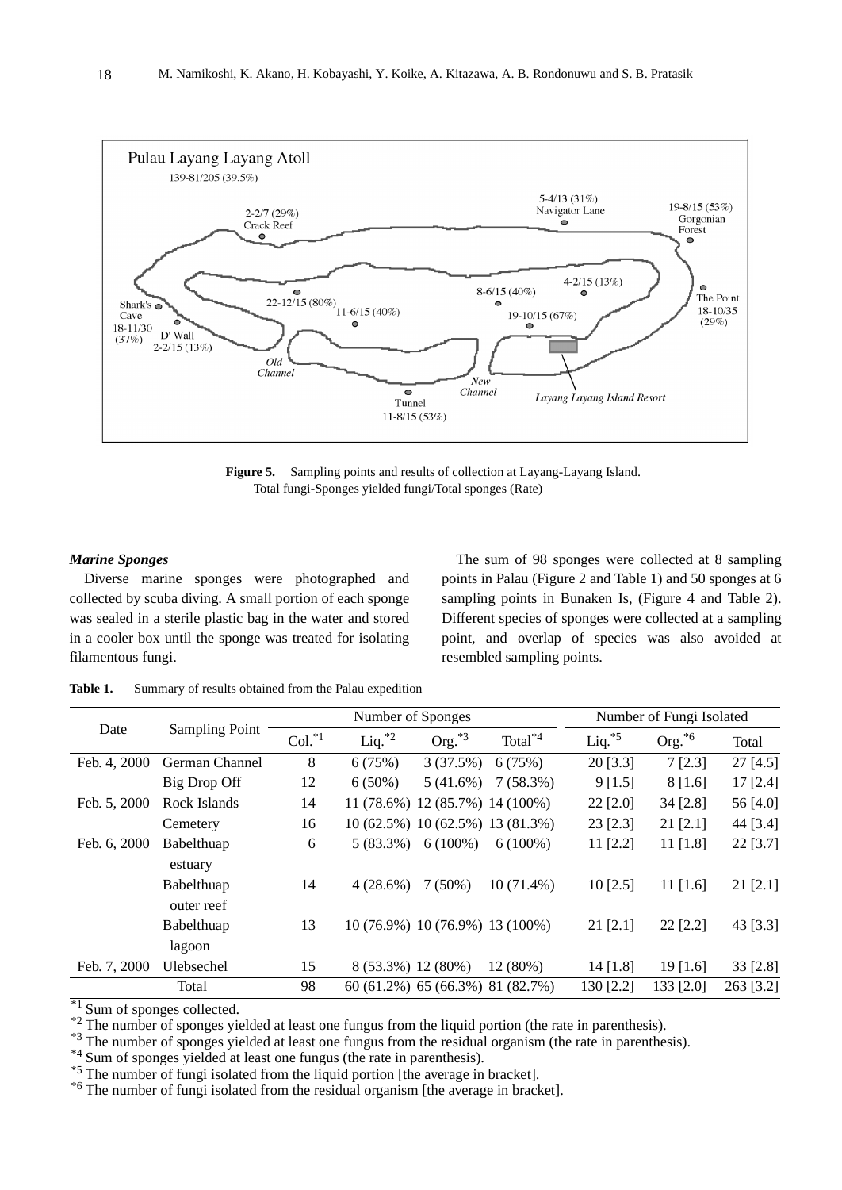Pulau Layang Layang Atoll

139-81/205 (39.5%)

5-4/13 (31%) Navigator Lane

19-8/15 (53%) Gorgonian Forest

2-2/7 (29%) Crack Reef

4-2/15 (13%)

8-6/15 (40%)

The Point 18-10/35 (29%)

22-12/15 (80%)

11-6/15 (40%)

19-10/15 (67%)

Shark's Cave 18-11/30 (37%)

D' Wall 2-2/15 (13%)

Old Channel

New Channel

Layang Layang Island Resort

Tunnel 11-8/15 (53%)

**Figure 5.** Sampling points and results of collection at Layang-Layang Island. Total fungi-Sponges yielded fungi/Total sponges (Rate)

***Marine Sponges***

Diverse marine sponges were photographed and collected by scuba diving. A small portion of each sponge was sealed in a sterile plastic bag in the water and stored in a cooler box until the sponge was treated for isolating filamentous fungi.

The sum of 98 sponges were collected at 8 sampling points in Palau (Figure 2 and Table 1) and 50 sponges at 6 sampling points in Bunaken Is, (Figure 4 and Table 2). Different species of sponges were collected at a sampling point, and overlap of species was also avoided at resembled sampling points.

**Table 1.** Summary of results obtained from the Palau expedition

| Date | Sampling Point | Number of Sponges | | | | Number of Fungi Isolated | | |
|---|---|---|---|---|---|---|---|---|
| | | Col.[*1] | Liq.[*2] | Org.[*3] | Total[*4] | Liq.[*5] | Org.[*6] | Total |
| Feb. 4, 2000 | German Channel | 8 | 6 (75%) | 3 (37.5%) | 6 (75%) | 20 [3.3] | 7 [2.3] | 27 [4.5] |
| | Big Drop Off | 12 | 6 (50%) | 5 (41.6%) | 7 (58.3%) | 9 [1.5] | 8 [1.6] | 17 [2.4] |
| Feb. 5, 2000 | Rock Islands | 14 | 11 (78.6%) | 12 (85.7%) | 14 (100%) | 22 [2.0] | 34 [2.8] | 56 [4.0] |
| | Cemetery | 16 | 10 (62.5%) | 10 (62.5%) | 13 (81.3%) | 23 [2.3] | 21 [2.1] | 44 [3.4] |
| Feb. 6, 2000 | Babelthuap estuary | 6 | 5 (83.3%) | 6 (100%) | 6 (100%) | 11 [2.2] | 11 [1.8] | 22 [3.7] |
| | Babelthuap outer reef | 14 | 4 (28.6%) | 7 (50%) | 10 (71.4%) | 10 [2.5] | 11 [1.6] | 21 [2.1] |
| | Babelthuap lagoon | 13 | 10 (76.9%) | 10 (76.9%) | 13 (100%) | 21 [2.1] | 22 [2.2] | 43 [3.3] |
| Feb. 7, 2000 | Ulebsechel | 15 | 8 (53.3%) | 12 (80%) | 12 (80%) | 14 [1.8] | 19 [1.6] | 33 [2.8] |
| Total | | 98 | 60 (61.2%) | 65 (66.3%) | 81 (82.7%) | 130 [2.2] | 133 [2.0] | 263 [3.2] |

[*1] Sum of sponges collected.
[*2] The number of sponges yielded at least one fungus from the liquid portion (the rate in parenthesis).
[*3] The number of sponges yielded at least one fungus from the residual organism (the rate in parenthesis).
[*4] Sum of sponges yielded at least one fungus (the rate in parenthesis).
[*5] The number of fungi isolated from the liquid portion [the average in bracket].
[*6] The number of fungi isolated from the residual organism [the average in bracket].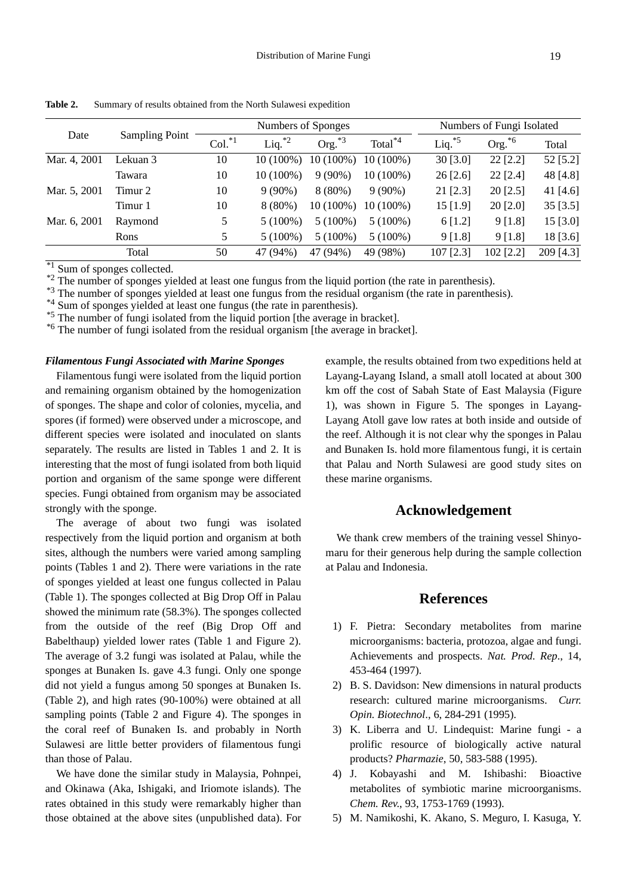**Table 2.** Summary of results obtained from the North Sulawesi expedition

| Date | Sampling Point | Numbers of Sponges | | | | Numbers of Fungi Isolated | | |
|---|---|---|---|---|---|---|---|---|
| | | Col.[*1] | Liq.[*2] | Org.[*3] | Total[*4] | Liq.[*5] | Org.[*6] | Total |
| Mar. 4, 2001 | Lekuan 3 | 10 | 10 (100%) | 10 (100%) | 10 (100%) | 30 [3.0] | 22 [2.2] | 52 [5.2] |
| | Tawara | 10 | 10 (100%) | 9 (90%) | 10 (100%) | 26 [2.6] | 22 [2.4] | 48 [4.8] |
| Mar. 5, 2001 | Timur 2 | 10 | 9 (90%) | 8 (80%) | 9 (90%) | 21 [2.3] | 20 [2.5] | 41 [4.6] |
| | Timur 1 | 10 | 8 (80%) | 10 (100%) | 10 (100%) | 15 [1.9] | 20 [2.0] | 35 [3.5] |
| Mar. 6, 2001 | Raymond | 5 | 5 (100%) | 5 (100%) | 5 (100%) | 6 [1.2] | 9 [1.8] | 15 [3.0] |
| | Rons | 5 | 5 (100%) | 5 (100%) | 5 (100%) | 9 [1.8] | 9 [1.8] | 18 [3.6] |
| Total | | 50 | 47 (94%) | 47 (94%) | 49 (98%) | 107 [2.3] | 102 [2.2] | 209 [4.3] |

[*1] Sum of sponges collected.
[*2] The number of sponges yielded at least one fungus from the liquid portion (the rate in parenthesis).
[*3] The number of sponges yielded at least one fungus from the residual organism (the rate in parenthesis).
[*4] Sum of sponges yielded at least one fungus (the rate in parenthesis).
[*5] The number of fungi isolated from the liquid portion [the average in bracket].
[*6] The number of fungi isolated from the residual organism [the average in bracket].

***Filamentous Fungi Associated with Marine Sponges***

Filamentous fungi were isolated from the liquid portion and remaining organism obtained by the homogenization of sponges. The shape and color of colonies, mycelia, and spores (if formed) were observed under a microscope, and different species were isolated and inoculated on slants separately. The results are listed in Tables 1 and 2. It is interesting that the most of fungi isolated from both liquid portion and organism of the same sponge were different species. Fungi obtained from organism may be associated strongly with the sponge.

The average of about two fungi was isolated respectively from the liquid portion and organism at both sites, although the numbers were varied among sampling points (Tables 1 and 2). There were variations in the rate of sponges yielded at least one fungus collected in Palau (Table 1). The sponges collected at Big Drop Off in Palau showed the minimum rate (58.3%). The sponges collected from the outside of the reef (Big Drop Off and Babelthaup) yielded lower rates (Table 1 and Figure 2). The average of 3.2 fungi was isolated at Palau, while the sponges at Bunaken Is. gave 4.3 fungi. Only one sponge did not yield a fungus among 50 sponges at Bunaken Is. (Table 2), and high rates (90-100%) were obtained at all sampling points (Table 2 and Figure 4). The sponges in the coral reef of Bunaken Is. and probably in North Sulawesi are little better providers of filamentous fungi than those of Palau.

We have done the similar study in Malaysia, Pohnpei, and Okinawa (Aka, Ishigaki, and Iriomote islands). The rates obtained in this study were remarkably higher than those obtained at the above sites (unpublished data). For example, the results obtained from two expeditions held at Layang-Layang Island, a small atoll located at about 300 km off the cost of Sabah State of East Malaysia (Figure 1), was shown in Figure 5. The sponges in Layang-Layang Atoll gave low rates at both inside and outside of the reef. Although it is not clear why the sponges in Palau and Bunaken Is. hold more filamentous fungi, it is certain that Palau and North Sulawesi are good study sites on these marine organisms.

## Acknowledgement

We thank crew members of the training vessel Shinyo-maru for their generous help during the sample collection at Palau and Indonesia.

## References

1) F. Pietra: Secondary metabolites from marine microorganisms: bacteria, protozoa, algae and fungi. Achievements and prospects. *Nat. Prod. Rep*., 14, 453-464 (1997).
2) B. S. Davidson: New dimensions in natural products research: cultured marine microorganisms. *Curr. Opin. Biotechnol*., 6, 284-291 (1995).
3) K. Liberra and U. Lindequist: Marine fungi - a prolific resource of biologically active natural products? *Pharmazie*, 50, 583-588 (1995).
4) J. Kobayashi and M. Ishibashi: Bioactive metabolites of symbiotic marine microorganisms. *Chem. Rev.*, 93, 1753-1769 (1993).
5) M. Namikoshi, K. Akano, S. Meguro, I. Kasuga, Y.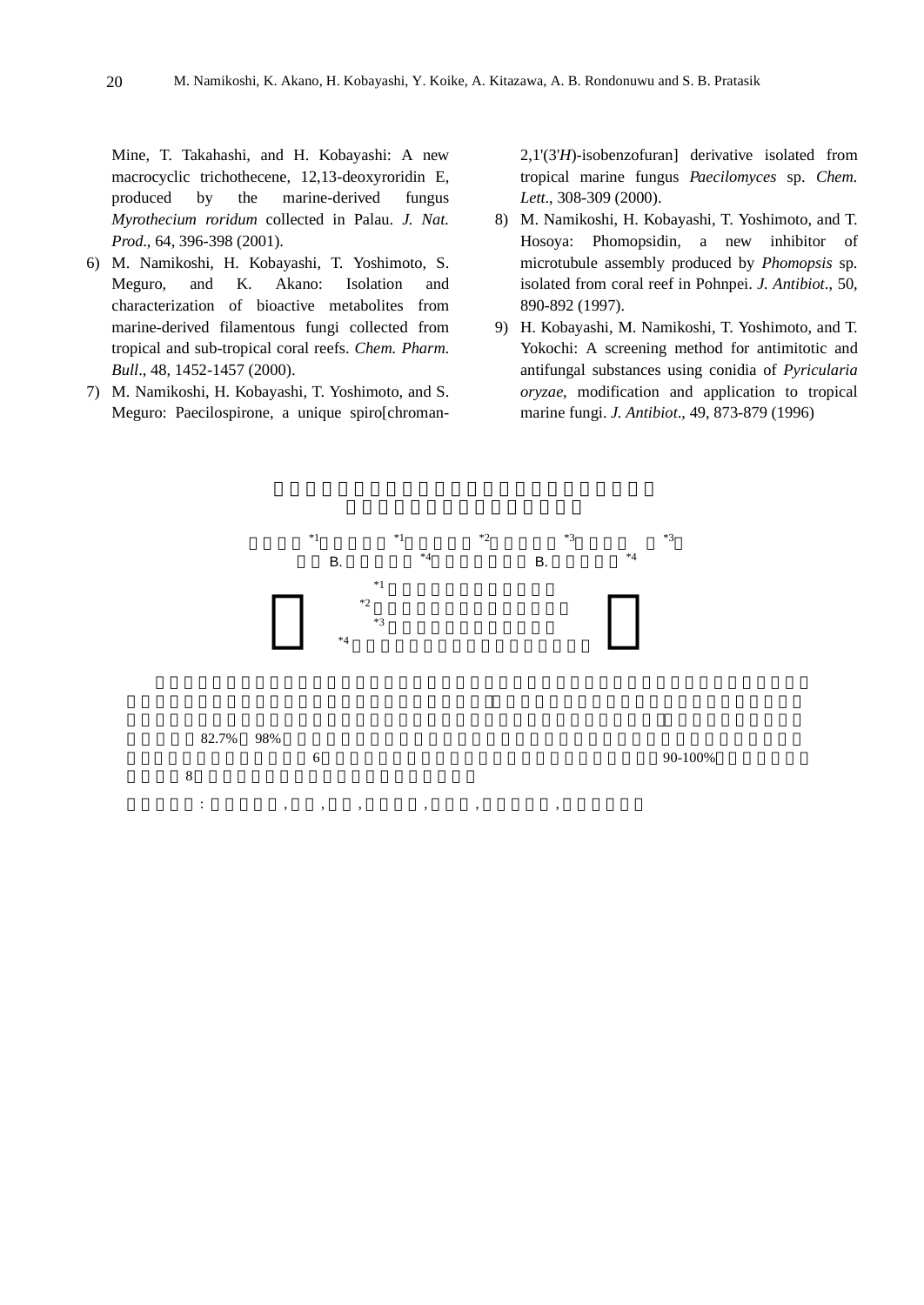Mine, T. Takahashi, and H. Kobayashi: A new macrocyclic trichothecene, 12,13-deoxyroridin E, produced by the marine-derived fungus *Myrothecium roridum* collected in Palau. *J. Nat. Prod.*, 64, 396-398 (2001).

6) M. Namikoshi, H. Kobayashi, T. Yoshimoto, S. Meguro, and K. Akano: Isolation and characterization of bioactive metabolites from marine-derived filamentous fungi collected from tropical and sub-tropical coral reefs. *Chem. Pharm. Bull.*, 48, 1452-1457 (2000).

7) M. Namikoshi, H. Kobayashi, T. Yoshimoto, and S. Meguro: Paecilospirone, a unique spiro[chroman-2,1'(3'*H*)-isobenzofuran] derivative isolated from tropical marine fungus *Paecilomyces* sp. *Chem. Lett.*, 308-309 (2000).

8) M. Namikoshi, H. Kobayashi, T. Yoshimoto, and T. Hosoya: Phomopsidin, a new inhibitor of microtubule assembly produced by *Phomopsis* sp. isolated from coral reef in Pohnpei. *J. Antibiot.*, 50, 890-892 (1997).

9) H. Kobayashi, M. Namikoshi, T. Yoshimoto, and T. Yokochi: A screening method for antimitotic and antifungal substances using conidia of *Pyricularia oryzae*, modification and application to tropical marine fungi. *J. Antibiot.*, 49, 873-879 (1996)